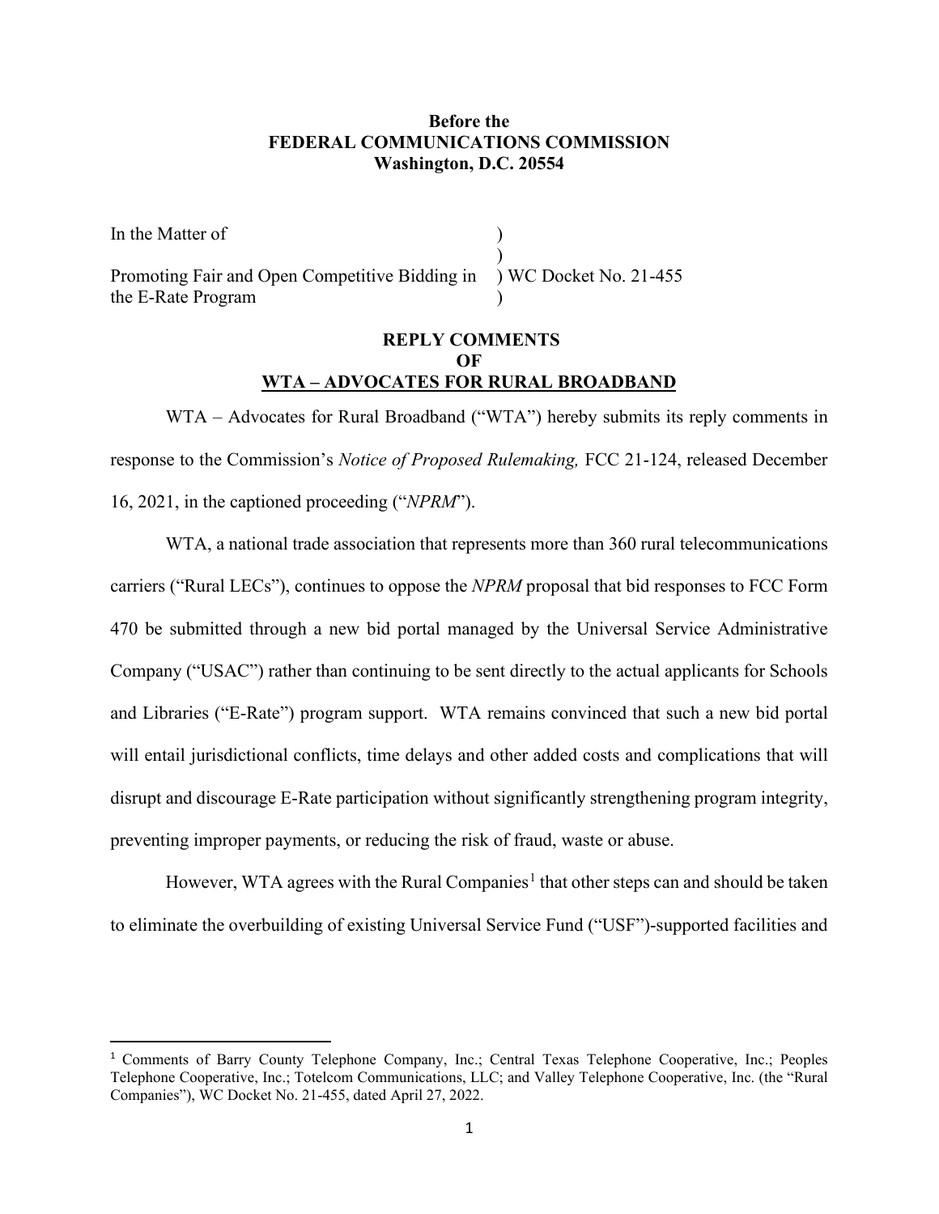**Before the**
**FEDERAL COMMUNICATIONS COMMISSION**
**Washington, D.C. 20554**

| | |
|---|---|
| In the Matter of | ) |
| | ) |
| Promoting Fair and Open Competitive Bidding in the E-Rate Program | ) WC Docket No. 21-455 |
| | ) |

**REPLY COMMENTS**
**OF**
**WTA – ADVOCATES FOR RURAL BROADBAND**

WTA – Advocates for Rural Broadband ("WTA") hereby submits its reply comments in response to the Commission's *Notice of Proposed Rulemaking,* FCC 21-124, released December 16, 2021, in the captioned proceeding ("*NPRM*").

WTA, a national trade association that represents more than 360 rural telecommunications carriers ("Rural LECs"), continues to oppose the *NPRM* proposal that bid responses to FCC Form 470 be submitted through a new bid portal managed by the Universal Service Administrative Company ("USAC") rather than continuing to be sent directly to the actual applicants for Schools and Libraries ("E-Rate") program support. WTA remains convinced that such a new bid portal will entail jurisdictional conflicts, time delays and other added costs and complications that will disrupt and discourage E-Rate participation without significantly strengthening program integrity, preventing improper payments, or reducing the risk of fraud, waste or abuse.

However, WTA agrees with the Rural Companies[1] that other steps can and should be taken to eliminate the overbuilding of existing Universal Service Fund ("USF")-supported facilities and

[1] Comments of Barry County Telephone Company, Inc.; Central Texas Telephone Cooperative, Inc.; Peoples Telephone Cooperative, Inc.; Totelcom Communications, LLC; and Valley Telephone Cooperative, Inc. (the "Rural Companies"), WC Docket No. 21-455, dated April 27, 2022.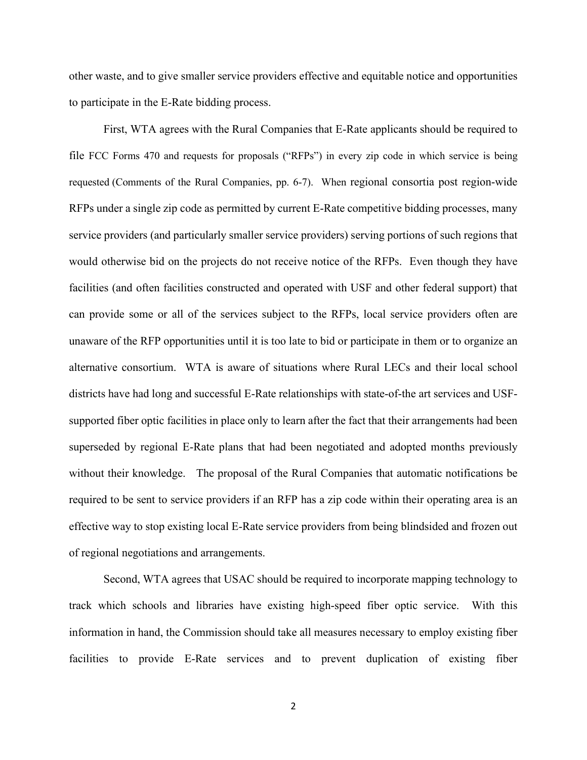other waste, and to give smaller service providers effective and equitable notice and opportunities to participate in the E-Rate bidding process.

First, WTA agrees with the Rural Companies that E-Rate applicants should be required to file FCC Forms 470 and requests for proposals ("RFPs") in every zip code in which service is being requested (Comments of the Rural Companies, pp. 6-7). When regional consortia post region-wide RFPs under a single zip code as permitted by current E-Rate competitive bidding processes, many service providers (and particularly smaller service providers) serving portions of such regions that would otherwise bid on the projects do not receive notice of the RFPs. Even though they have facilities (and often facilities constructed and operated with USF and other federal support) that can provide some or all of the services subject to the RFPs, local service providers often are unaware of the RFP opportunities until it is too late to bid or participate in them or to organize an alternative consortium. WTA is aware of situations where Rural LECs and their local school districts have had long and successful E-Rate relationships with state-of-the art services and USF-supported fiber optic facilities in place only to learn after the fact that their arrangements had been superseded by regional E-Rate plans that had been negotiated and adopted months previously without their knowledge. The proposal of the Rural Companies that automatic notifications be required to be sent to service providers if an RFP has a zip code within their operating area is an effective way to stop existing local E-Rate service providers from being blindsided and frozen out of regional negotiations and arrangements.

Second, WTA agrees that USAC should be required to incorporate mapping technology to track which schools and libraries have existing high-speed fiber optic service. With this information in hand, the Commission should take all measures necessary to employ existing fiber facilities to provide E-Rate services and to prevent duplication of existing fiber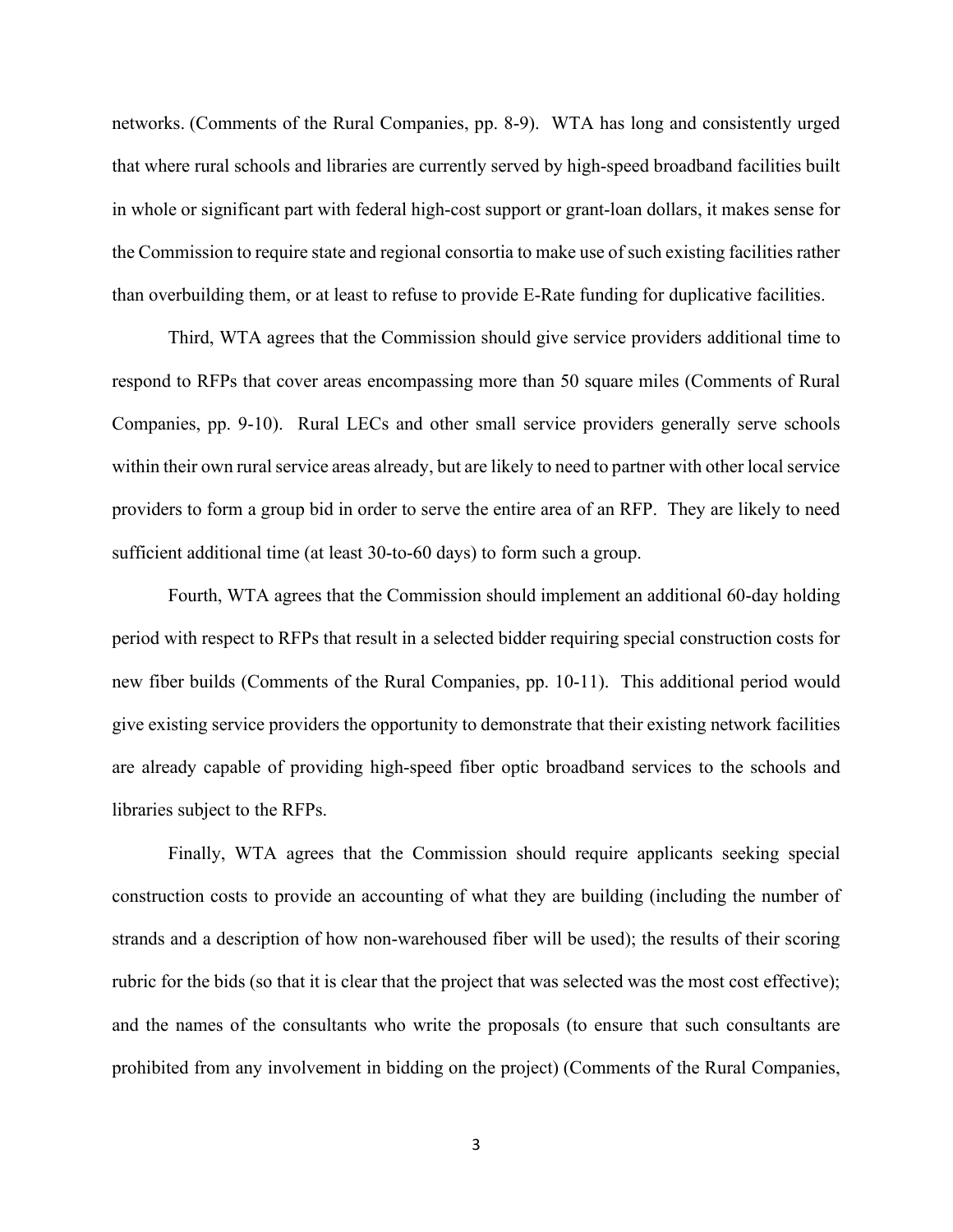networks. (Comments of the Rural Companies, pp. 8-9). WTA has long and consistently urged that where rural schools and libraries are currently served by high-speed broadband facilities built in whole or significant part with federal high-cost support or grant-loan dollars, it makes sense for the Commission to require state and regional consortia to make use of such existing facilities rather than overbuilding them, or at least to refuse to provide E-Rate funding for duplicative facilities.

Third, WTA agrees that the Commission should give service providers additional time to respond to RFPs that cover areas encompassing more than 50 square miles (Comments of Rural Companies, pp. 9-10). Rural LECs and other small service providers generally serve schools within their own rural service areas already, but are likely to need to partner with other local service providers to form a group bid in order to serve the entire area of an RFP. They are likely to need sufficient additional time (at least 30-to-60 days) to form such a group.

Fourth, WTA agrees that the Commission should implement an additional 60-day holding period with respect to RFPs that result in a selected bidder requiring special construction costs for new fiber builds (Comments of the Rural Companies, pp. 10-11). This additional period would give existing service providers the opportunity to demonstrate that their existing network facilities are already capable of providing high-speed fiber optic broadband services to the schools and libraries subject to the RFPs.

Finally, WTA agrees that the Commission should require applicants seeking special construction costs to provide an accounting of what they are building (including the number of strands and a description of how non-warehoused fiber will be used); the results of their scoring rubric for the bids (so that it is clear that the project that was selected was the most cost effective); and the names of the consultants who write the proposals (to ensure that such consultants are prohibited from any involvement in bidding on the project) (Comments of the Rural Companies,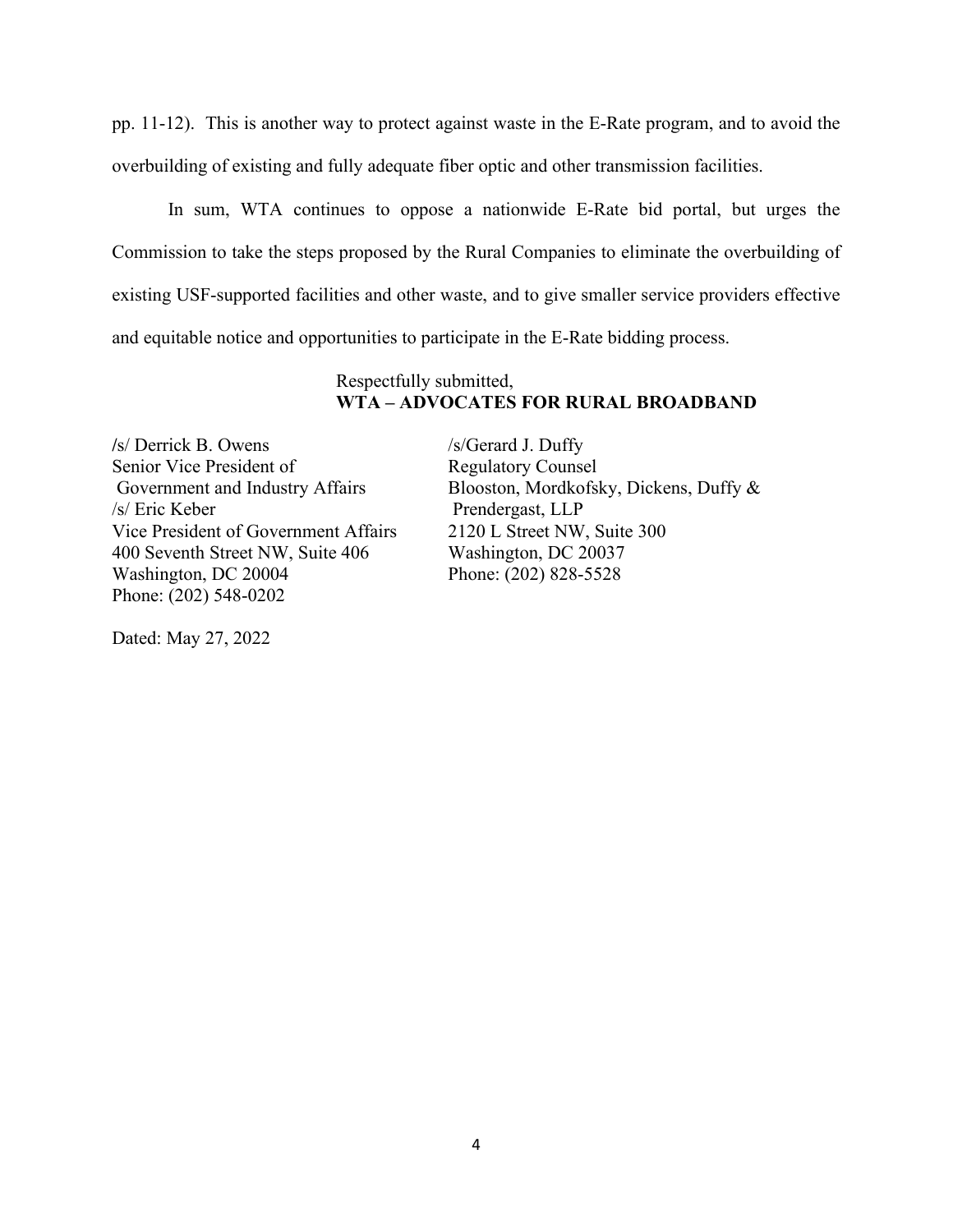pp. 11-12). This is another way to protect against waste in the E-Rate program, and to avoid the overbuilding of existing and fully adequate fiber optic and other transmission facilities.

In sum, WTA continues to oppose a nationwide E-Rate bid portal, but urges the Commission to take the steps proposed by the Rural Companies to eliminate the overbuilding of existing USF-supported facilities and other waste, and to give smaller service providers effective and equitable notice and opportunities to participate in the E-Rate bidding process.

Respectfully submitted,
**WTA – ADVOCATES FOR RURAL BROADBAND**

/s/ Derrick B. Owens
Senior Vice President of
Government and Industry Affairs
/s/ Eric Keber
Vice President of Government Affairs
400 Seventh Street NW, Suite 406
Washington, DC 20004
Phone: (202) 548-0202

/s/Gerard J. Duffy
Regulatory Counsel
Blooston, Mordkofsky, Dickens, Duffy &
Prendergast, LLP
2120 L Street NW, Suite 300
Washington, DC 20037
Phone: (202) 828-5528

Dated: May 27, 2022